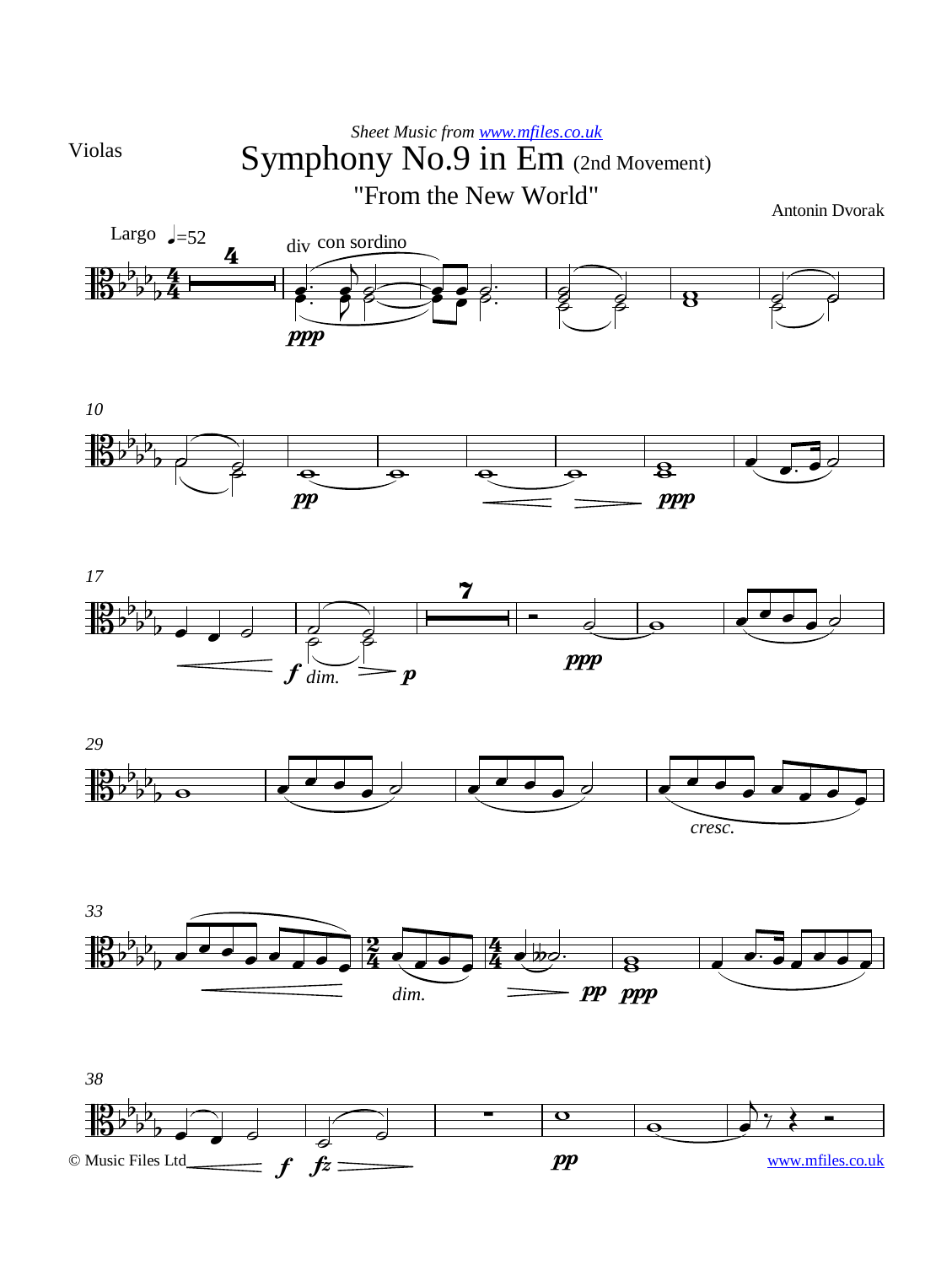Violas

*Sheet Music from www.mfiles.co.uk*

# Symphony No.9 in Em (2nd Movement)

## "From the New World"

Antonin Dvorak

Largo ♩=52

div con sordino

*ppp*

*pp*

*ppp*

*f* *dim.* *p*

*ppp*

*cresc.*

*dim.* *pp* *ppp*

*f* *fz*

*pp*

© Music Files Ltd

www.mfiles.co.uk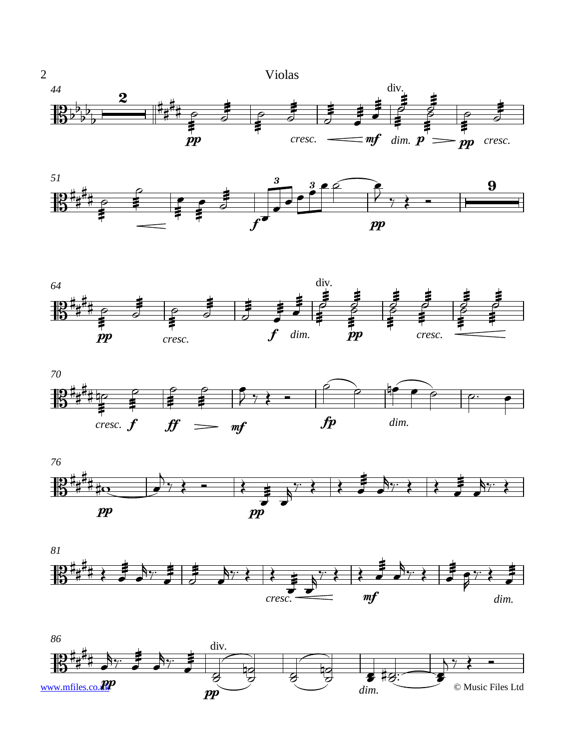Violas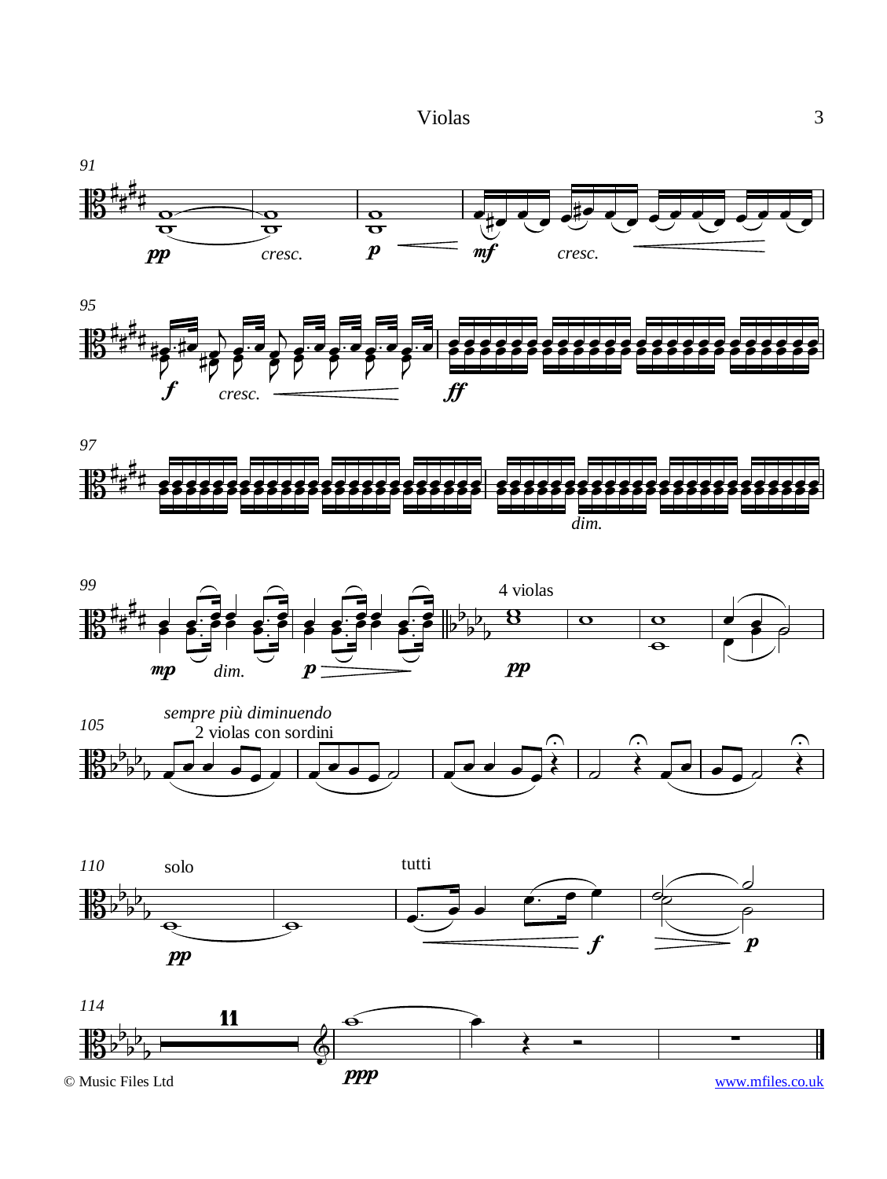91

*pp* *cresc.* *p* *mf* *cresc.*

95

*f* *cresc.* *ff*

97

*dim.*

99

*mp* *dim.* *p*

4 violas

*pp*

105

*sempre più diminuendo*

2 violas con sordini

110

solo

*pp*

tutti

*f* *p*

114

11

*ppp*